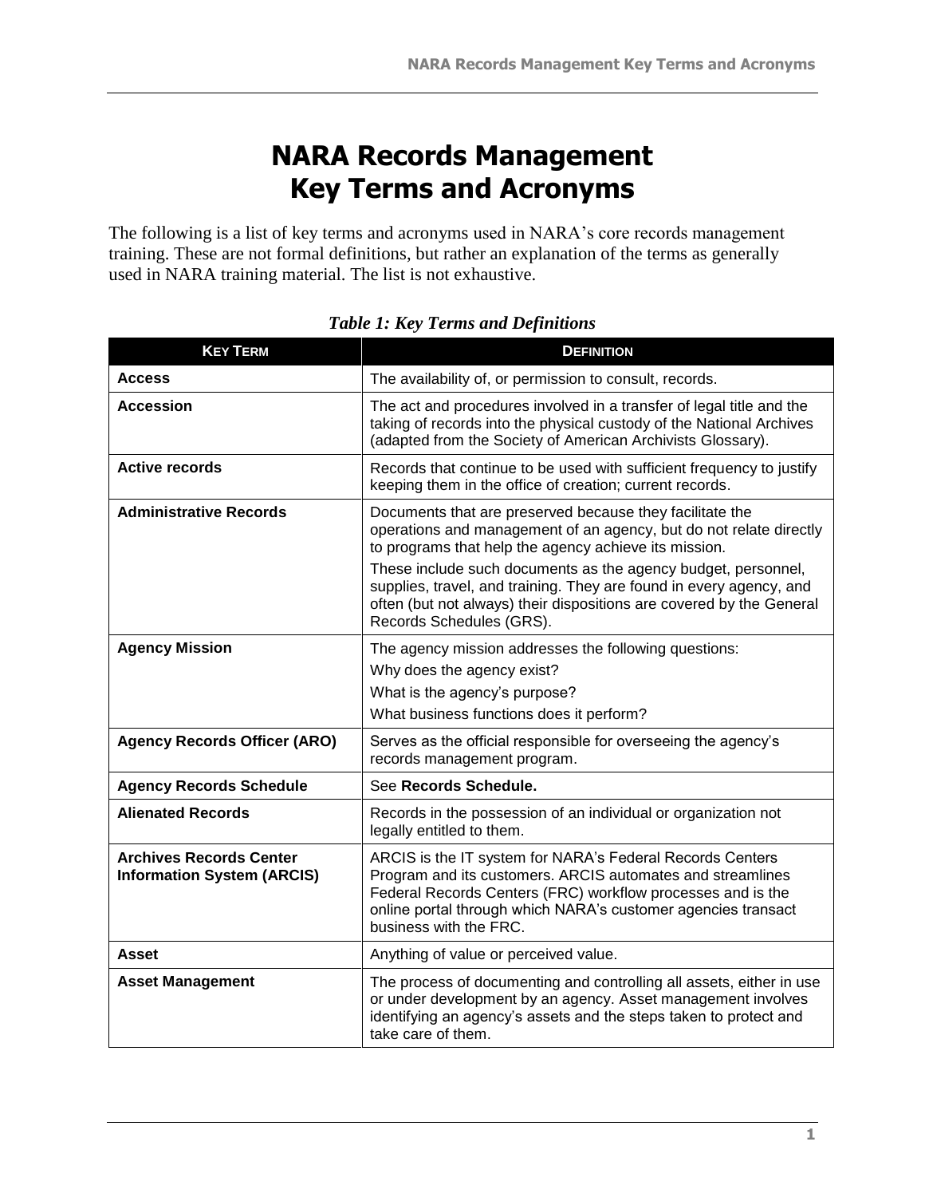# NARA Records Management Key Terms and Acronyms

The following is a list of key terms and acronyms used in NARA's core records management training. These are not formal definitions, but rather an explanation of the terms as generally used in NARA training material. The list is not exhaustive.

*Table 1: Key Terms and Definitions*

| KEY TERM | DEFINITION |
|---|---|
| **Access** | The availability of, or permission to consult, records. |
| **Accession** | The act and procedures involved in a transfer of legal title and the taking of records into the physical custody of the National Archives (adapted from the Society of American Archivists Glossary). |
| **Active records** | Records that continue to be used with sufficient frequency to justify keeping them in the office of creation; current records. |
| **Administrative Records** | Documents that are preserved because they facilitate the operations and management of an agency, but do not relate directly to programs that help the agency achieve its mission. These include such documents as the agency budget, personnel, supplies, travel, and training. They are found in every agency, and often (but not always) their dispositions are covered by the General Records Schedules (GRS). |
| **Agency Mission** | The agency mission addresses the following questions: Why does the agency exist? What is the agency's purpose? What business functions does it perform? |
| **Agency Records Officer (ARO)** | Serves as the official responsible for overseeing the agency's records management program. |
| **Agency Records Schedule** | See **Records Schedule.** |
| **Alienated Records** | Records in the possession of an individual or organization not legally entitled to them. |
| **Archives Records Center Information System (ARCIS)** | ARCIS is the IT system for NARA's Federal Records Centers Program and its customers. ARCIS automates and streamlines Federal Records Centers (FRC) workflow processes and is the online portal through which NARA's customer agencies transact business with the FRC. |
| **Asset** | Anything of value or perceived value. |
| **Asset Management** | The process of documenting and controlling all assets, either in use or under development by an agency. Asset management involves identifying an agency's assets and the steps taken to protect and take care of them. |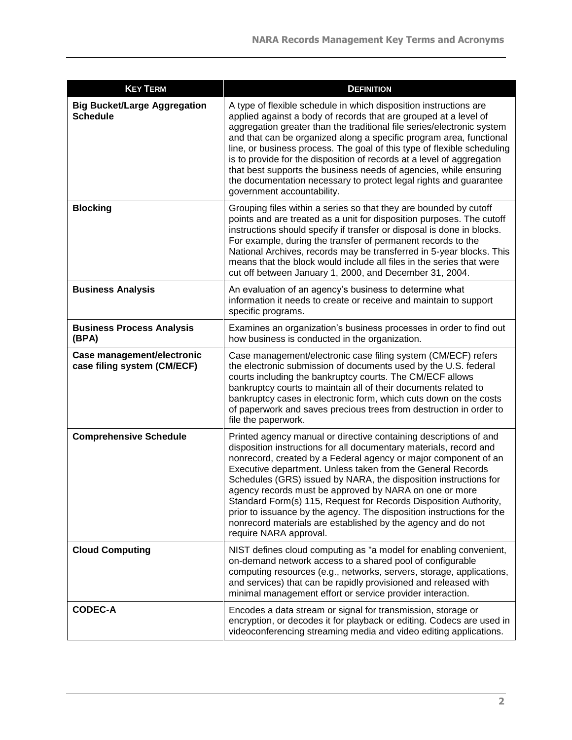| KEY TERM | DEFINITION |
| --- | --- |
| **Big Bucket/Large Aggregation Schedule** | A type of flexible schedule in which disposition instructions are applied against a body of records that are grouped at a level of aggregation greater than the traditional file series/electronic system and that can be organized along a specific program area, functional line, or business process. The goal of this type of flexible scheduling is to provide for the disposition of records at a level of aggregation that best supports the business needs of agencies, while ensuring the documentation necessary to protect legal rights and guarantee government accountability. |
| **Blocking** | Grouping files within a series so that they are bounded by cutoff points and are treated as a unit for disposition purposes. The cutoff instructions should specify if transfer or disposal is done in blocks. For example, during the transfer of permanent records to the National Archives, records may be transferred in 5-year blocks. This means that the block would include all files in the series that were cut off between January 1, 2000, and December 31, 2004. |
| **Business Analysis** | An evaluation of an agency's business to determine what information it needs to create or receive and maintain to support specific programs. |
| **Business Process Analysis (BPA)** | Examines an organization's business processes in order to find out how business is conducted in the organization. |
| **Case management/electronic case filing system (CM/ECF)** | Case management/electronic case filing system (CM/ECF) refers the electronic submission of documents used by the U.S. federal courts including the bankruptcy courts. The CM/ECF allows bankruptcy courts to maintain all of their documents related to bankruptcy cases in electronic form, which cuts down on the costs of paperwork and saves precious trees from destruction in order to file the paperwork. |
| **Comprehensive Schedule** | Printed agency manual or directive containing descriptions of and disposition instructions for all documentary materials, record and nonrecord, created by a Federal agency or major component of an Executive department. Unless taken from the General Records Schedules (GRS) issued by NARA, the disposition instructions for agency records must be approved by NARA on one or more Standard Form(s) 115, Request for Records Disposition Authority, prior to issuance by the agency. The disposition instructions for the nonrecord materials are established by the agency and do not require NARA approval. |
| **Cloud Computing** | NIST defines cloud computing as "a model for enabling convenient, on-demand network access to a shared pool of configurable computing resources (e.g., networks, servers, storage, applications, and services) that can be rapidly provisioned and released with minimal management effort or service provider interaction. |
| **CODEC-A** | Encodes a data stream or signal for transmission, storage or encryption, or decodes it for playback or editing. Codecs are used in videoconferencing streaming media and video editing applications. |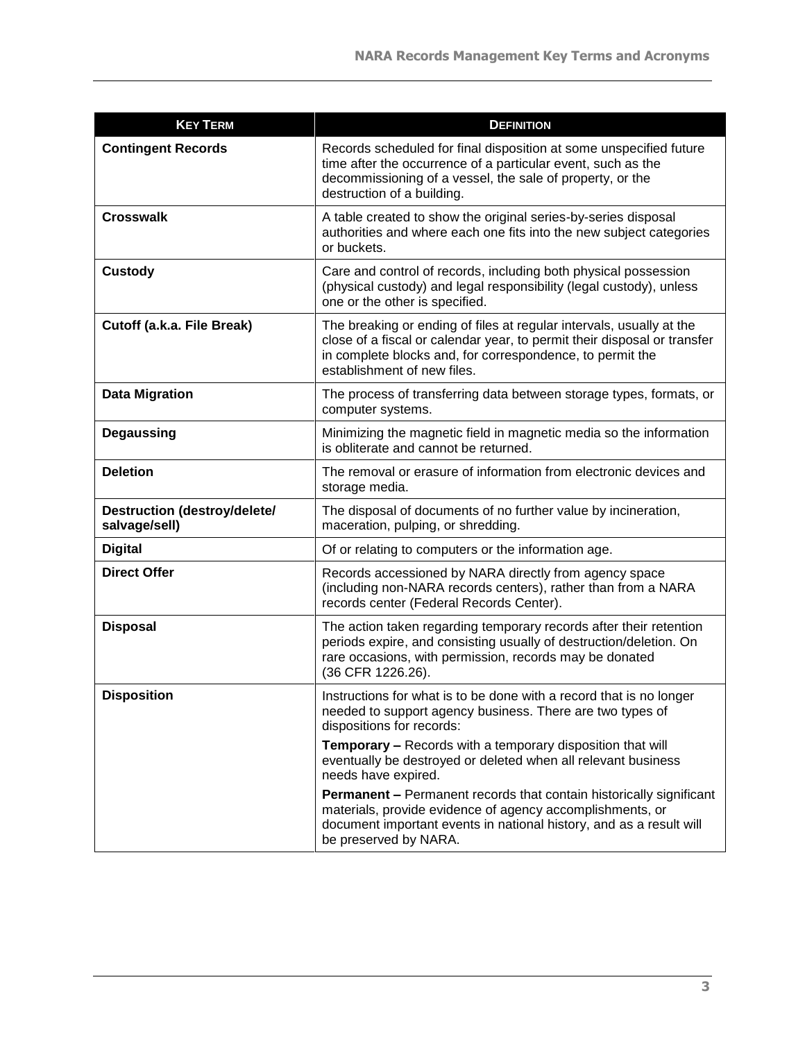| KEY TERM | DEFINITION |
|---|---|
| **Contingent Records** | Records scheduled for final disposition at some unspecified future time after the occurrence of a particular event, such as the decommissioning of a vessel, the sale of property, or the destruction of a building. |
| **Crosswalk** | A table created to show the original series-by-series disposal authorities and where each one fits into the new subject categories or buckets. |
| **Custody** | Care and control of records, including both physical possession (physical custody) and legal responsibility (legal custody), unless one or the other is specified. |
| **Cutoff (a.k.a. File Break)** | The breaking or ending of files at regular intervals, usually at the close of a fiscal or calendar year, to permit their disposal or transfer in complete blocks and, for correspondence, to permit the establishment of new files. |
| **Data Migration** | The process of transferring data between storage types, formats, or computer systems. |
| **Degaussing** | Minimizing the magnetic field in magnetic media so the information is obliterate and cannot be returned. |
| **Deletion** | The removal or erasure of information from electronic devices and storage media. |
| **Destruction (destroy/delete/ salvage/sell)** | The disposal of documents of no further value by incineration, maceration, pulping, or shredding. |
| **Digital** | Of or relating to computers or the information age. |
| **Direct Offer** | Records accessioned by NARA directly from agency space (including non-NARA records centers), rather than from a NARA records center (Federal Records Center). |
| **Disposal** | The action taken regarding temporary records after their retention periods expire, and consisting usually of destruction/deletion. On rare occasions, with permission, records may be donated (36 CFR 1226.26). |
| **Disposition** | Instructions for what is to be done with a record that is no longer needed to support agency business. There are two types of dispositions for records:<br><br>**Temporary –** Records with a temporary disposition that will eventually be destroyed or deleted when all relevant business needs have expired.<br><br>**Permanent –** Permanent records that contain historically significant materials, provide evidence of agency accomplishments, or document important events in national history, and as a result will be preserved by NARA. |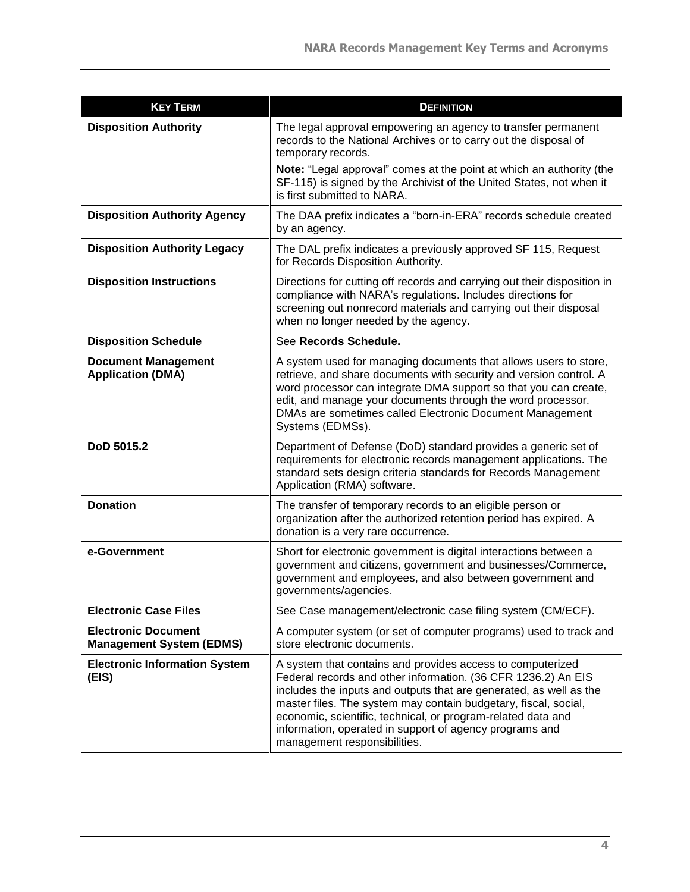| KEY TERM | DEFINITION |
| --- | --- |
| **Disposition Authority** | The legal approval empowering an agency to transfer permanent records to the National Archives or to carry out the disposal of temporary records.<br><br>**Note:** "Legal approval" comes at the point at which an authority (the SF-115) is signed by the Archivist of the United States, not when it is first submitted to NARA. |
| **Disposition Authority Agency** | The DAA prefix indicates a "born-in-ERA" records schedule created by an agency. |
| **Disposition Authority Legacy** | The DAL prefix indicates a previously approved SF 115, Request for Records Disposition Authority. |
| **Disposition Instructions** | Directions for cutting off records and carrying out their disposition in compliance with NARA's regulations. Includes directions for screening out nonrecord materials and carrying out their disposal when no longer needed by the agency. |
| **Disposition Schedule** | See **Records Schedule.** |
| **Document Management Application (DMA)** | A system used for managing documents that allows users to store, retrieve, and share documents with security and version control. A word processor can integrate DMA support so that you can create, edit, and manage your documents through the word processor. DMAs are sometimes called Electronic Document Management Systems (EDMSs). |
| **DoD 5015.2** | Department of Defense (DoD) standard provides a generic set of requirements for electronic records management applications. The standard sets design criteria standards for Records Management Application (RMA) software. |
| **Donation** | The transfer of temporary records to an eligible person or organization after the authorized retention period has expired. A donation is a very rare occurrence. |
| **e-Government** | Short for electronic government is digital interactions between a government and citizens, government and businesses/Commerce, government and employees, and also between government and governments/agencies. |
| **Electronic Case Files** | See Case management/electronic case filing system (CM/ECF). |
| **Electronic Document Management System (EDMS)** | A computer system (or set of computer programs) used to track and store electronic documents. |
| **Electronic Information System (EIS)** | A system that contains and provides access to computerized Federal records and other information. (36 CFR 1236.2) An EIS includes the inputs and outputs that are generated, as well as the master files. The system may contain budgetary, fiscal, social, economic, scientific, technical, or program-related data and information, operated in support of agency programs and management responsibilities. |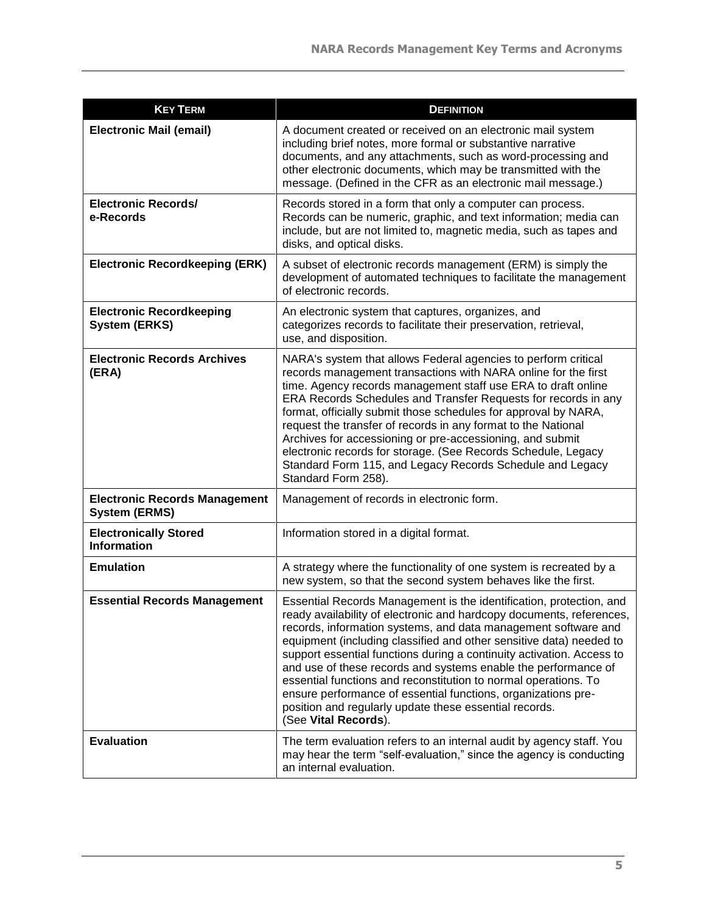| KEY TERM | DEFINITION |
| --- | --- |
| **Electronic Mail (email)** | A document created or received on an electronic mail system including brief notes, more formal or substantive narrative documents, and any attachments, such as word-processing and other electronic documents, which may be transmitted with the message. (Defined in the CFR as an electronic mail message.) |
| **Electronic Records/ e-Records** | Records stored in a form that only a computer can process. Records can be numeric, graphic, and text information; media can include, but are not limited to, magnetic media, such as tapes and disks, and optical disks. |
| **Electronic Recordkeeping (ERK)** | A subset of electronic records management (ERM) is simply the development of automated techniques to facilitate the management of electronic records. |
| **Electronic Recordkeeping System (ERKS)** | An electronic system that captures, organizes, and categorizes records to facilitate their preservation, retrieval, use, and disposition. |
| **Electronic Records Archives (ERA)** | NARA's system that allows Federal agencies to perform critical records management transactions with NARA online for the first time. Agency records management staff use ERA to draft online ERA Records Schedules and Transfer Requests for records in any format, officially submit those schedules for approval by NARA, request the transfer of records in any format to the National Archives for accessioning or pre-accessioning, and submit electronic records for storage. (See Records Schedule, Legacy Standard Form 115, and Legacy Records Schedule and Legacy Standard Form 258). |
| **Electronic Records Management System (ERMS)** | Management of records in electronic form. |
| **Electronically Stored Information** | Information stored in a digital format. |
| **Emulation** | A strategy where the functionality of one system is recreated by a new system, so that the second system behaves like the first. |
| **Essential Records Management** | Essential Records Management is the identification, protection, and ready availability of electronic and hardcopy documents, references, records, information systems, and data management software and equipment (including classified and other sensitive data) needed to support essential functions during a continuity activation. Access to and use of these records and systems enable the performance of essential functions and reconstitution to normal operations. To ensure performance of essential functions, organizations pre-position and regularly update these essential records. (See **Vital Records**). |
| **Evaluation** | The term evaluation refers to an internal audit by agency staff. You may hear the term "self-evaluation," since the agency is conducting an internal evaluation. |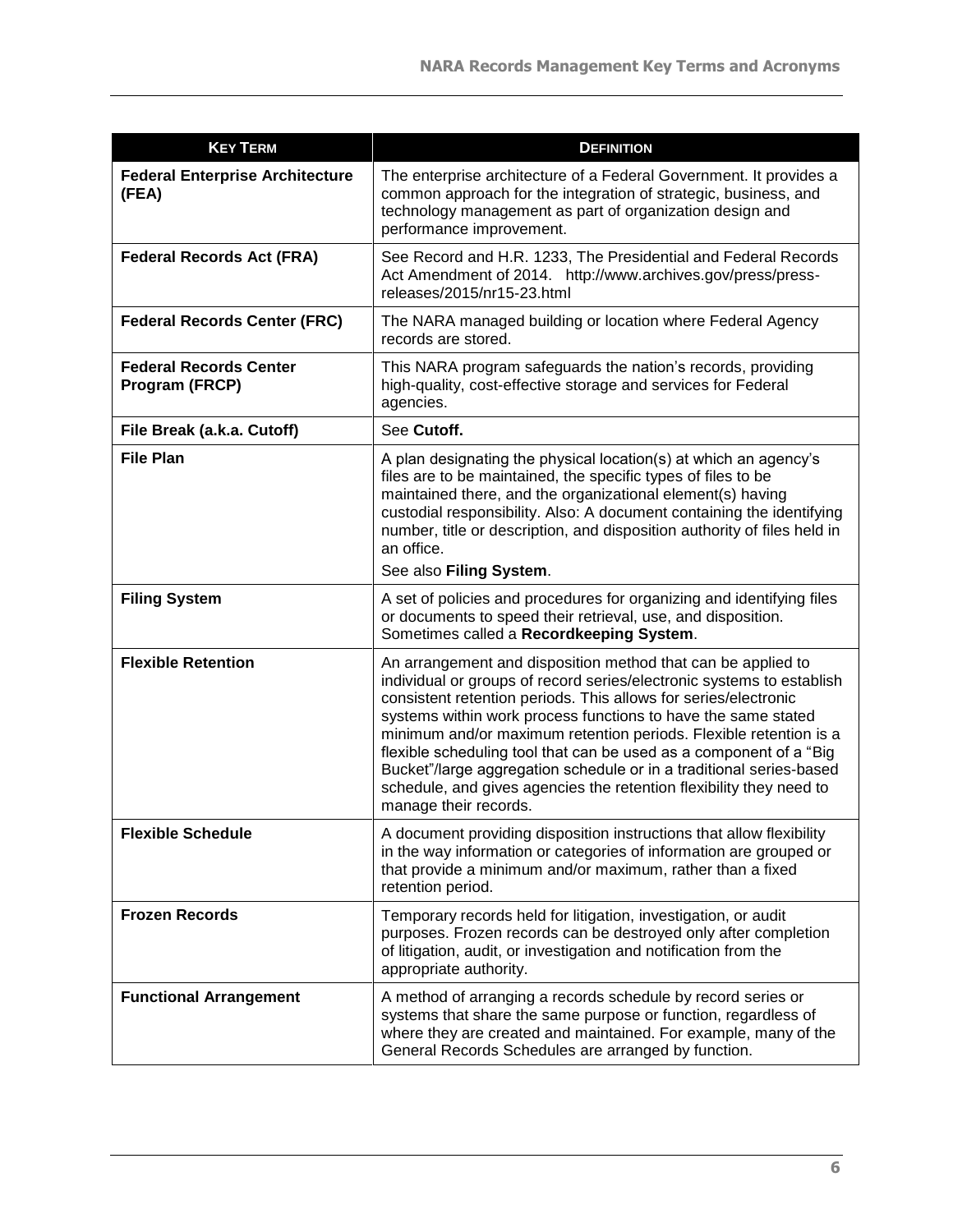| KEY TERM | DEFINITION |
|---|---|
| **Federal Enterprise Architecture (FEA)** | The enterprise architecture of a Federal Government. It provides a common approach for the integration of strategic, business, and technology management as part of organization design and performance improvement. |
| **Federal Records Act (FRA)** | See Record and H.R. 1233, The Presidential and Federal Records Act Amendment of 2014. http://www.archives.gov/press/press-releases/2015/nr15-23.html |
| **Federal Records Center (FRC)** | The NARA managed building or location where Federal Agency records are stored. |
| **Federal Records Center Program (FRCP)** | This NARA program safeguards the nation's records, providing high-quality, cost-effective storage and services for Federal agencies. |
| **File Break (a.k.a. Cutoff)** | See **Cutoff.** |
| **File Plan** | A plan designating the physical location(s) at which an agency's files are to be maintained, the specific types of files to be maintained there, and the organizational element(s) having custodial responsibility. Also: A document containing the identifying number, title or description, and disposition authority of files held in an office. See also **Filing System**. |
| **Filing System** | A set of policies and procedures for organizing and identifying files or documents to speed their retrieval, use, and disposition. Sometimes called a **Recordkeeping System**. |
| **Flexible Retention** | An arrangement and disposition method that can be applied to individual or groups of record series/electronic systems to establish consistent retention periods. This allows for series/electronic systems within work process functions to have the same stated minimum and/or maximum retention periods. Flexible retention is a flexible scheduling tool that can be used as a component of a "Big Bucket"/large aggregation schedule or in a traditional series-based schedule, and gives agencies the retention flexibility they need to manage their records. |
| **Flexible Schedule** | A document providing disposition instructions that allow flexibility in the way information or categories of information are grouped or that provide a minimum and/or maximum, rather than a fixed retention period. |
| **Frozen Records** | Temporary records held for litigation, investigation, or audit purposes. Frozen records can be destroyed only after completion of litigation, audit, or investigation and notification from the appropriate authority. |
| **Functional Arrangement** | A method of arranging a records schedule by record series or systems that share the same purpose or function, regardless of where they are created and maintained. For example, many of the General Records Schedules are arranged by function. |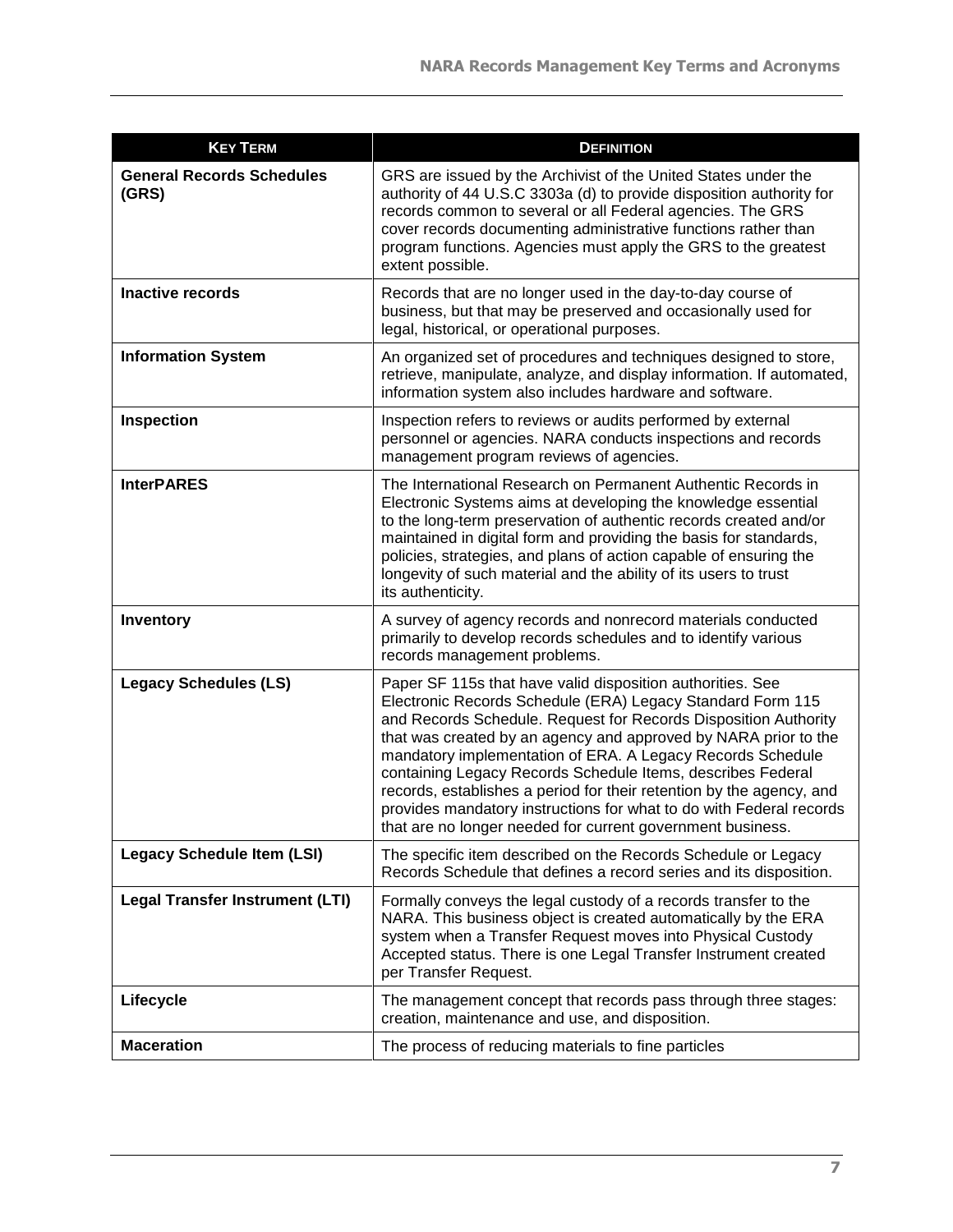| **Key Term** | **Definition** |
|---|---|
| **General Records Schedules (GRS)** | GRS are issued by the Archivist of the United States under the authority of 44 U.S.C 3303a (d) to provide disposition authority for records common to several or all Federal agencies. The GRS cover records documenting administrative functions rather than program functions. Agencies must apply the GRS to the greatest extent possible. |
| **Inactive records** | Records that are no longer used in the day-to-day course of business, but that may be preserved and occasionally used for legal, historical, or operational purposes. |
| **Information System** | An organized set of procedures and techniques designed to store, retrieve, manipulate, analyze, and display information. If automated, information system also includes hardware and software. |
| **Inspection** | Inspection refers to reviews or audits performed by external personnel or agencies. NARA conducts inspections and records management program reviews of agencies. |
| **InterPARES** | The International Research on Permanent Authentic Records in Electronic Systems aims at developing the knowledge essential to the long-term preservation of authentic records created and/or maintained in digital form and providing the basis for standards, policies, strategies, and plans of action capable of ensuring the longevity of such material and the ability of its users to trust its authenticity. |
| **Inventory** | A survey of agency records and nonrecord materials conducted primarily to develop records schedules and to identify various records management problems. |
| **Legacy Schedules (LS)** | Paper SF 115s that have valid disposition authorities. See Electronic Records Schedule (ERA) Legacy Standard Form 115 and Records Schedule. Request for Records Disposition Authority that was created by an agency and approved by NARA prior to the mandatory implementation of ERA. A Legacy Records Schedule containing Legacy Records Schedule Items, describes Federal records, establishes a period for their retention by the agency, and provides mandatory instructions for what to do with Federal records that are no longer needed for current government business. |
| **Legacy Schedule Item (LSI)** | The specific item described on the Records Schedule or Legacy Records Schedule that defines a record series and its disposition. |
| **Legal Transfer Instrument (LTI)** | Formally conveys the legal custody of a records transfer to the NARA. This business object is created automatically by the ERA system when a Transfer Request moves into Physical Custody Accepted status. There is one Legal Transfer Instrument created per Transfer Request. |
| **Lifecycle** | The management concept that records pass through three stages: creation, maintenance and use, and disposition. |
| **Maceration** | The process of reducing materials to fine particles |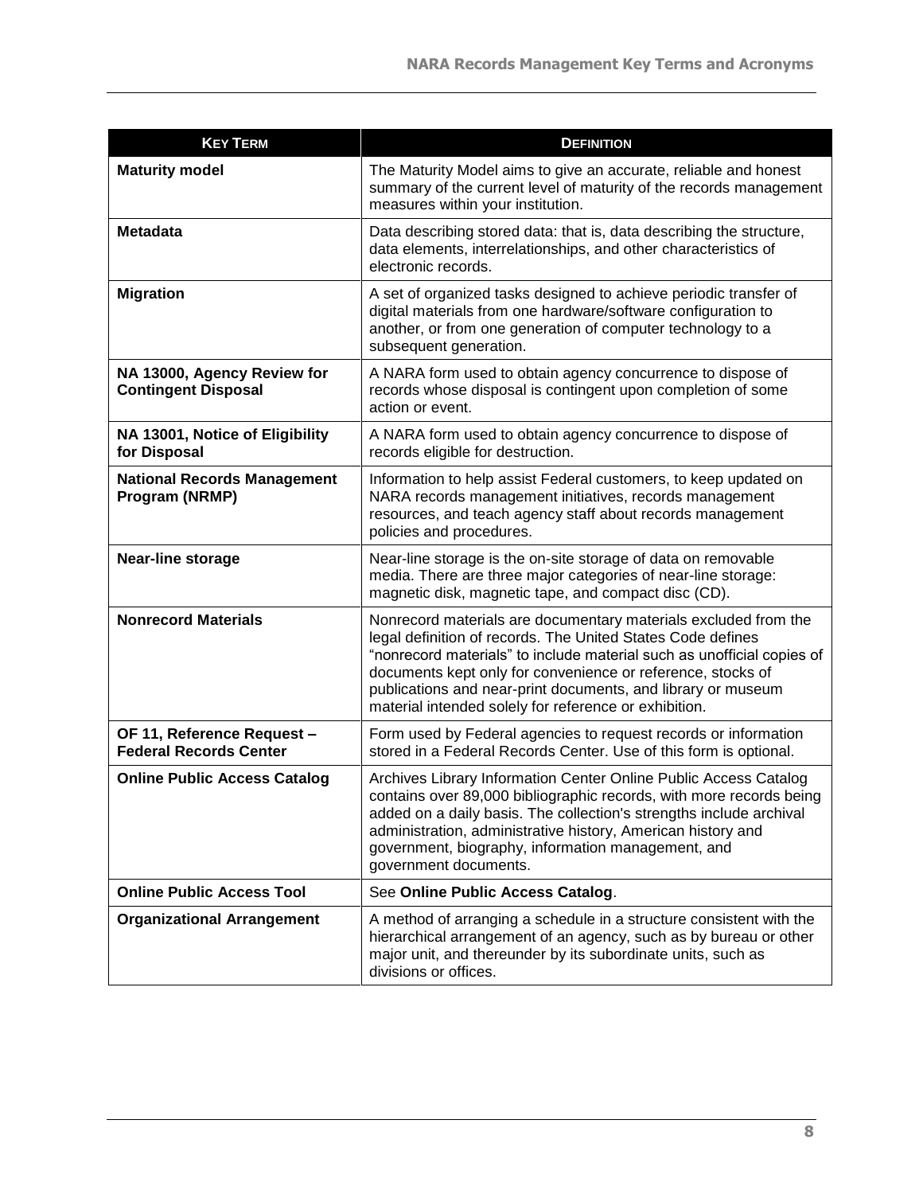| KEY TERM | DEFINITION |
| --- | --- |
| **Maturity model** | The Maturity Model aims to give an accurate, reliable and honest summary of the current level of maturity of the records management measures within your institution. |
| **Metadata** | Data describing stored data: that is, data describing the structure, data elements, interrelationships, and other characteristics of electronic records. |
| **Migration** | A set of organized tasks designed to achieve periodic transfer of digital materials from one hardware/software configuration to another, or from one generation of computer technology to a subsequent generation. |
| **NA 13000, Agency Review for Contingent Disposal** | A NARA form used to obtain agency concurrence to dispose of records whose disposal is contingent upon completion of some action or event. |
| **NA 13001, Notice of Eligibility for Disposal** | A NARA form used to obtain agency concurrence to dispose of records eligible for destruction. |
| **National Records Management Program (NRMP)** | Information to help assist Federal customers, to keep updated on NARA records management initiatives, records management resources, and teach agency staff about records management policies and procedures. |
| **Near-line storage** | Near-line storage is the on-site storage of data on removable media. There are three major categories of near-line storage: magnetic disk, magnetic tape, and compact disc (CD). |
| **Nonrecord Materials** | Nonrecord materials are documentary materials excluded from the legal definition of records. The United States Code defines "nonrecord materials" to include material such as unofficial copies of documents kept only for convenience or reference, stocks of publications and near-print documents, and library or museum material intended solely for reference or exhibition. |
| **OF 11, Reference Request – Federal Records Center** | Form used by Federal agencies to request records or information stored in a Federal Records Center. Use of this form is optional. |
| **Online Public Access Catalog** | Archives Library Information Center Online Public Access Catalog contains over 89,000 bibliographic records, with more records being added on a daily basis. The collection's strengths include archival administration, administrative history, American history and government, biography, information management, and government documents. |
| **Online Public Access Tool** | See **Online Public Access Catalog**. |
| **Organizational Arrangement** | A method of arranging a schedule in a structure consistent with the hierarchical arrangement of an agency, such as by bureau or other major unit, and thereunder by its subordinate units, such as divisions or offices. |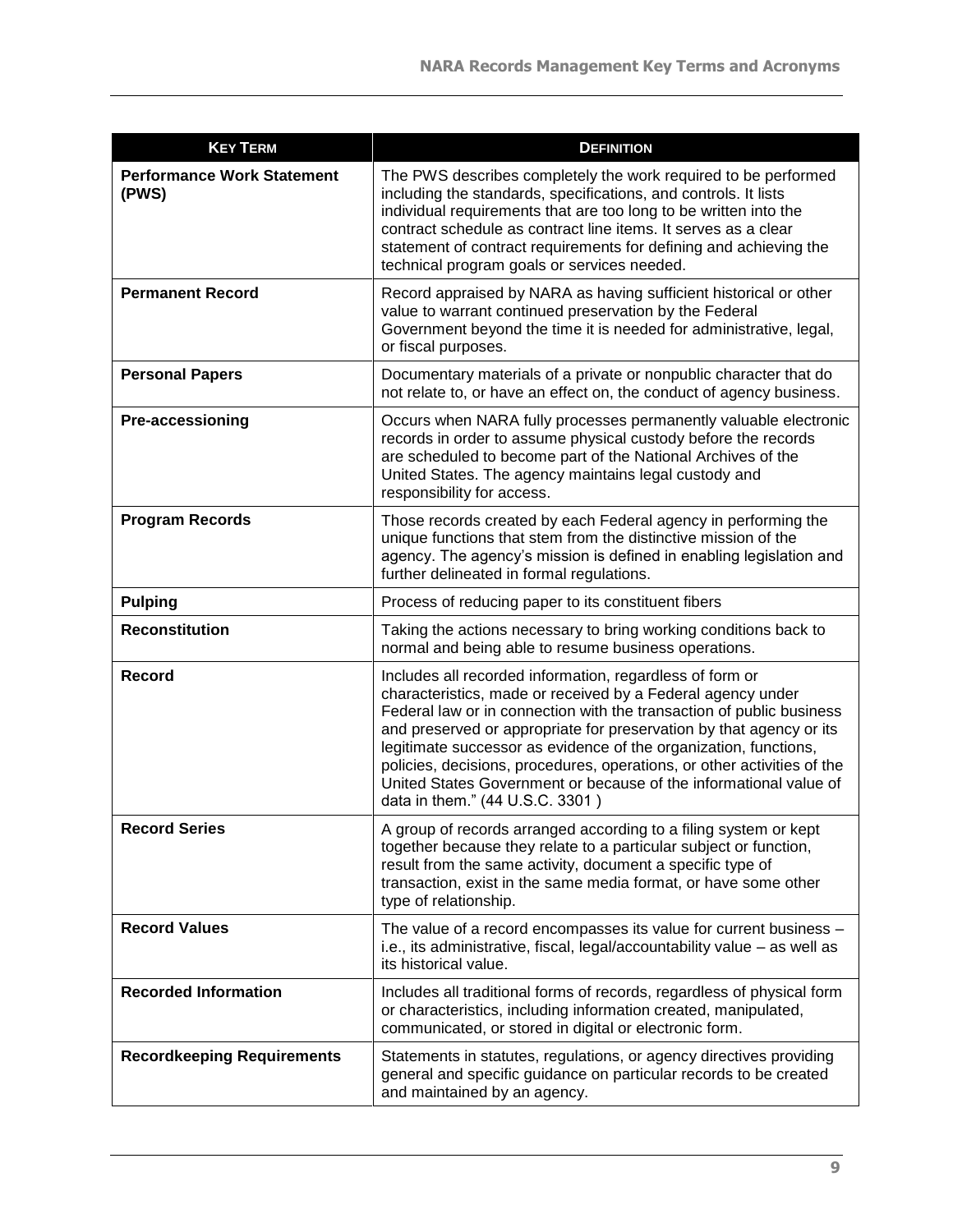| KEY TERM | DEFINITION |
| --- | --- |
| **Performance Work Statement (PWS)** | The PWS describes completely the work required to be performed including the standards, specifications, and controls. It lists individual requirements that are too long to be written into the contract schedule as contract line items. It serves as a clear statement of contract requirements for defining and achieving the technical program goals or services needed. |
| **Permanent Record** | Record appraised by NARA as having sufficient historical or other value to warrant continued preservation by the Federal Government beyond the time it is needed for administrative, legal, or fiscal purposes. |
| **Personal Papers** | Documentary materials of a private or nonpublic character that do not relate to, or have an effect on, the conduct of agency business. |
| **Pre-accessioning** | Occurs when NARA fully processes permanently valuable electronic records in order to assume physical custody before the records are scheduled to become part of the National Archives of the United States. The agency maintains legal custody and responsibility for access. |
| **Program Records** | Those records created by each Federal agency in performing the unique functions that stem from the distinctive mission of the agency. The agency's mission is defined in enabling legislation and further delineated in formal regulations. |
| **Pulping** | Process of reducing paper to its constituent fibers |
| **Reconstitution** | Taking the actions necessary to bring working conditions back to normal and being able to resume business operations. |
| **Record** | Includes all recorded information, regardless of form or characteristics, made or received by a Federal agency under Federal law or in connection with the transaction of public business and preserved or appropriate for preservation by that agency or its legitimate successor as evidence of the organization, functions, policies, decisions, procedures, operations, or other activities of the United States Government or because of the informational value of data in them." (44 U.S.C. 3301 ) |
| **Record Series** | A group of records arranged according to a filing system or kept together because they relate to a particular subject or function, result from the same activity, document a specific type of transaction, exist in the same media format, or have some other type of relationship. |
| **Record Values** | The value of a record encompasses its value for current business – i.e., its administrative, fiscal, legal/accountability value – as well as its historical value. |
| **Recorded Information** | Includes all traditional forms of records, regardless of physical form or characteristics, including information created, manipulated, communicated, or stored in digital or electronic form. |
| **Recordkeeping Requirements** | Statements in statutes, regulations, or agency directives providing general and specific guidance on particular records to be created and maintained by an agency. |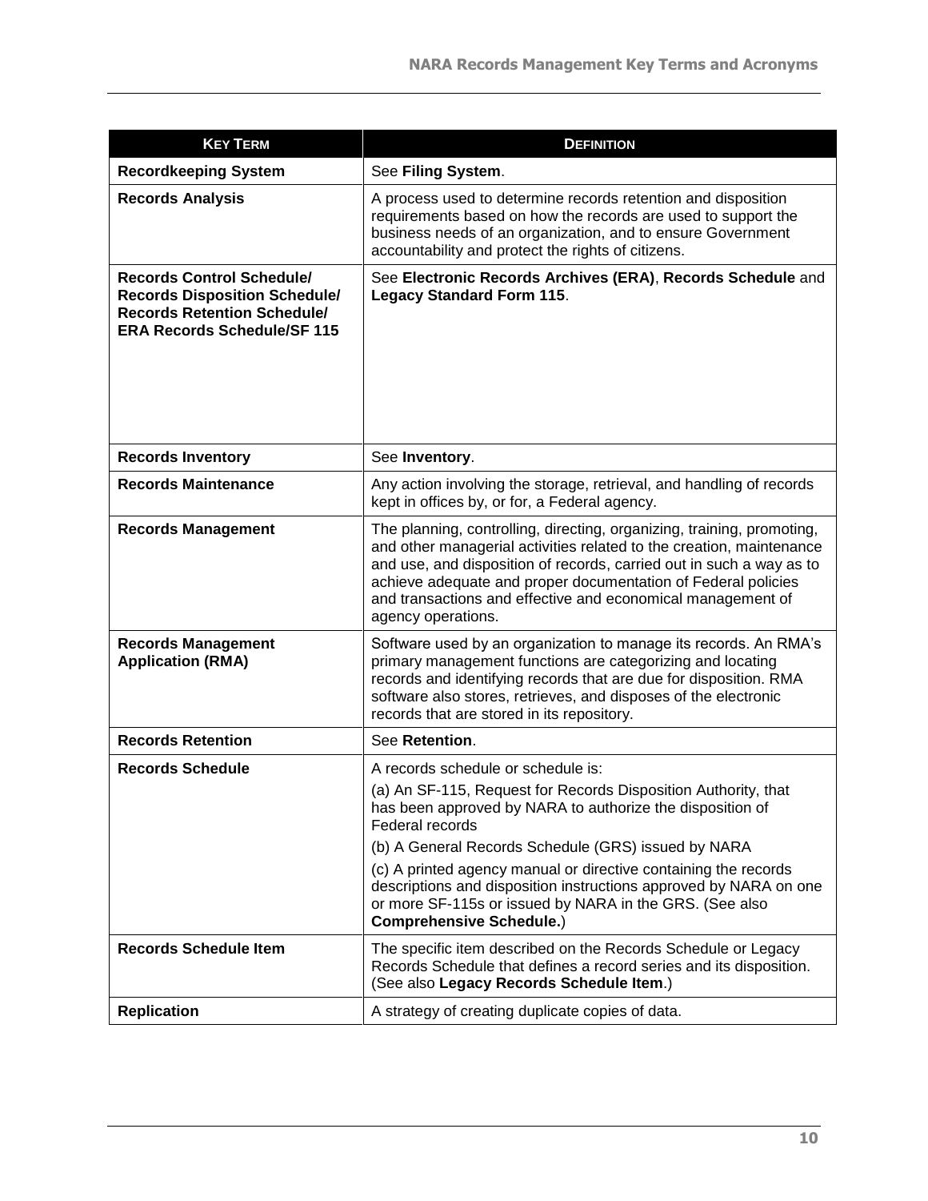| KEY TERM | DEFINITION |
| --- | --- |
| **Recordkeeping System** | See **Filing System**. |
| **Records Analysis** | A process used to determine records retention and disposition requirements based on how the records are used to support the business needs of an organization, and to ensure Government accountability and protect the rights of citizens. |
| **Records Control Schedule/ Records Disposition Schedule/ Records Retention Schedule/ ERA Records Schedule/SF 115** | See **Electronic Records Archives (ERA)**, **Records Schedule** and **Legacy Standard Form 115**. |
| **Records Inventory** | See **Inventory**. |
| **Records Maintenance** | Any action involving the storage, retrieval, and handling of records kept in offices by, or for, a Federal agency. |
| **Records Management** | The planning, controlling, directing, organizing, training, promoting, and other managerial activities related to the creation, maintenance and use, and disposition of records, carried out in such a way as to achieve adequate and proper documentation of Federal policies and transactions and effective and economical management of agency operations. |
| **Records Management Application (RMA)** | Software used by an organization to manage its records. An RMA's primary management functions are categorizing and locating records and identifying records that are due for disposition. RMA software also stores, retrieves, and disposes of the electronic records that are stored in its repository. |
| **Records Retention** | See **Retention**. |
| **Records Schedule** | A records schedule or schedule is:<br>(a) An SF-115, Request for Records Disposition Authority, that has been approved by NARA to authorize the disposition of Federal records<br>(b) A General Records Schedule (GRS) issued by NARA<br>(c) A printed agency manual or directive containing the records descriptions and disposition instructions approved by NARA on one or more SF-115s or issued by NARA in the GRS. (See also **Comprehensive Schedule.**) |
| **Records Schedule Item** | The specific item described on the Records Schedule or Legacy Records Schedule that defines a record series and its disposition. (See also **Legacy Records Schedule Item**.) |
| **Replication** | A strategy of creating duplicate copies of data. |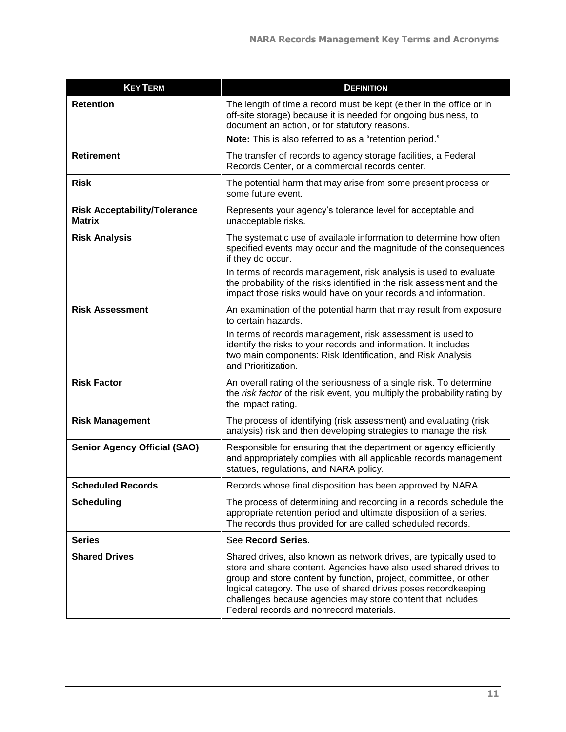| KEY TERM | DEFINITION |
|---|---|
| **Retention** | The length of time a record must be kept (either in the office or in off-site storage) because it is needed for ongoing business, to document an action, or for statutory reasons.<br><br>**Note:** This is also referred to as a "retention period." |
| **Retirement** | The transfer of records to agency storage facilities, a Federal Records Center, or a commercial records center. |
| **Risk** | The potential harm that may arise from some present process or some future event. |
| **Risk Acceptability/Tolerance Matrix** | Represents your agency's tolerance level for acceptable and unacceptable risks. |
| **Risk Analysis** | The systematic use of available information to determine how often specified events may occur and the magnitude of the consequences if they do occur.<br><br>In terms of records management, risk analysis is used to evaluate the probability of the risks identified in the risk assessment and the impact those risks would have on your records and information. |
| **Risk Assessment** | An examination of the potential harm that may result from exposure to certain hazards.<br><br>In terms of records management, risk assessment is used to identify the risks to your records and information. It includes two main components: Risk Identification, and Risk Analysis and Prioritization. |
| **Risk Factor** | An overall rating of the seriousness of a single risk. To determine the *risk factor* of the risk event, you multiply the probability rating by the impact rating. |
| **Risk Management** | The process of identifying (risk assessment) and evaluating (risk analysis) risk and then developing strategies to manage the risk |
| **Senior Agency Official (SAO)** | Responsible for ensuring that the department or agency efficiently and appropriately complies with all applicable records management statues, regulations, and NARA policy. |
| **Scheduled Records** | Records whose final disposition has been approved by NARA. |
| **Scheduling** | The process of determining and recording in a records schedule the appropriate retention period and ultimate disposition of a series. The records thus provided for are called scheduled records. |
| **Series** | See **Record Series**. |
| **Shared Drives** | Shared drives, also known as network drives, are typically used to store and share content. Agencies have also used shared drives to group and store content by function, project, committee, or other logical category. The use of shared drives poses recordkeeping challenges because agencies may store content that includes Federal records and nonrecord materials. |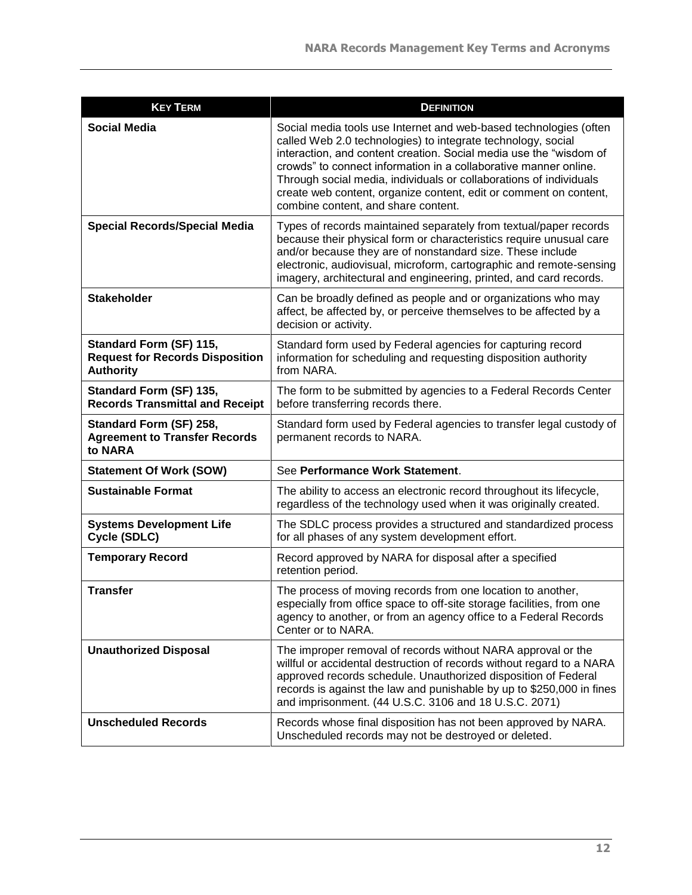| **KEY TERM** | **DEFINITION** |
| --- | --- |
| **Social Media** | Social media tools use Internet and web-based technologies (often called Web 2.0 technologies) to integrate technology, social interaction, and content creation. Social media use the “wisdom of crowds” to connect information in a collaborative manner online. Through social media, individuals or collaborations of individuals create web content, organize content, edit or comment on content, combine content, and share content. |
| **Special Records/Special Media** | Types of records maintained separately from textual/paper records because their physical form or characteristics require unusual care and/or because they are of nonstandard size. These include electronic, audiovisual, microform, cartographic and remote-sensing imagery, architectural and engineering, printed, and card records. |
| **Stakeholder** | Can be broadly defined as people and or organizations who may affect, be affected by, or perceive themselves to be affected by a decision or activity. |
| **Standard Form (SF) 115, Request for Records Disposition Authority** | Standard form used by Federal agencies for capturing record information for scheduling and requesting disposition authority from NARA. |
| **Standard Form (SF) 135, Records Transmittal and Receipt** | The form to be submitted by agencies to a Federal Records Center before transferring records there. |
| **Standard Form (SF) 258, Agreement to Transfer Records to NARA** | Standard form used by Federal agencies to transfer legal custody of permanent records to NARA. |
| **Statement Of Work (SOW)** | See **Performance Work Statement**. |
| **Sustainable Format** | The ability to access an electronic record throughout its lifecycle, regardless of the technology used when it was originally created. |
| **Systems Development Life Cycle (SDLC)** | The SDLC process provides a structured and standardized process for all phases of any system development effort. |
| **Temporary Record** | Record approved by NARA for disposal after a specified retention period. |
| **Transfer** | The process of moving records from one location to another, especially from office space to off-site storage facilities, from one agency to another, or from an agency office to a Federal Records Center or to NARA. |
| **Unauthorized Disposal** | The improper removal of records without NARA approval or the willful or accidental destruction of records without regard to a NARA approved records schedule. Unauthorized disposition of Federal records is against the law and punishable by up to $250,000 in fines and imprisonment. (44 U.S.C. 3106 and 18 U.S.C. 2071) |
| **Unscheduled Records** | Records whose final disposition has not been approved by NARA. Unscheduled records may not be destroyed or deleted. |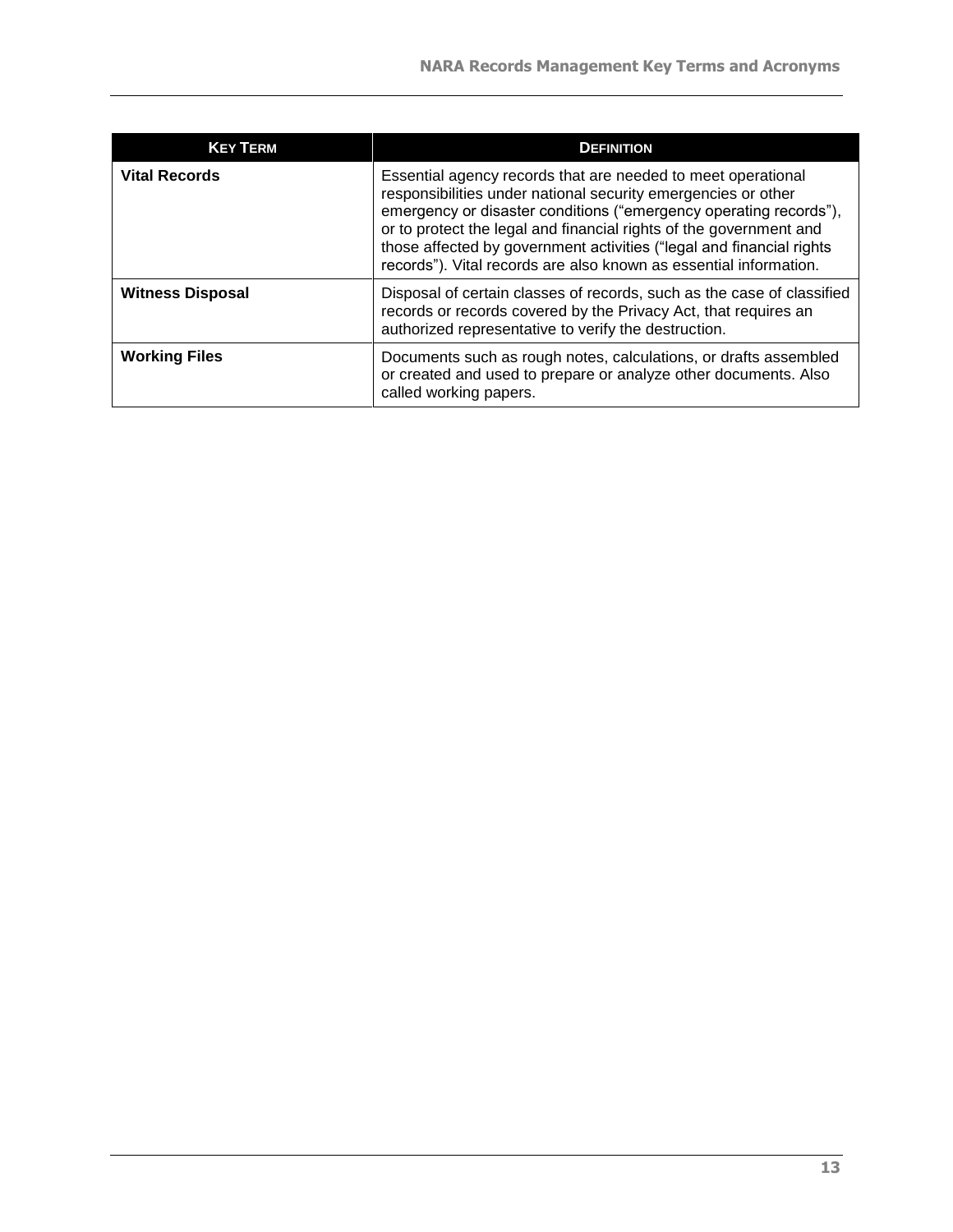| KEY TERM | DEFINITION |
| --- | --- |
| **Vital Records** | Essential agency records that are needed to meet operational responsibilities under national security emergencies or other emergency or disaster conditions ("emergency operating records"), or to protect the legal and financial rights of the government and those affected by government activities ("legal and financial rights records"). Vital records are also known as essential information. |
| **Witness Disposal** | Disposal of certain classes of records, such as the case of classified records or records covered by the Privacy Act, that requires an authorized representative to verify the destruction. |
| **Working Files** | Documents such as rough notes, calculations, or drafts assembled or created and used to prepare or analyze other documents. Also called working papers. |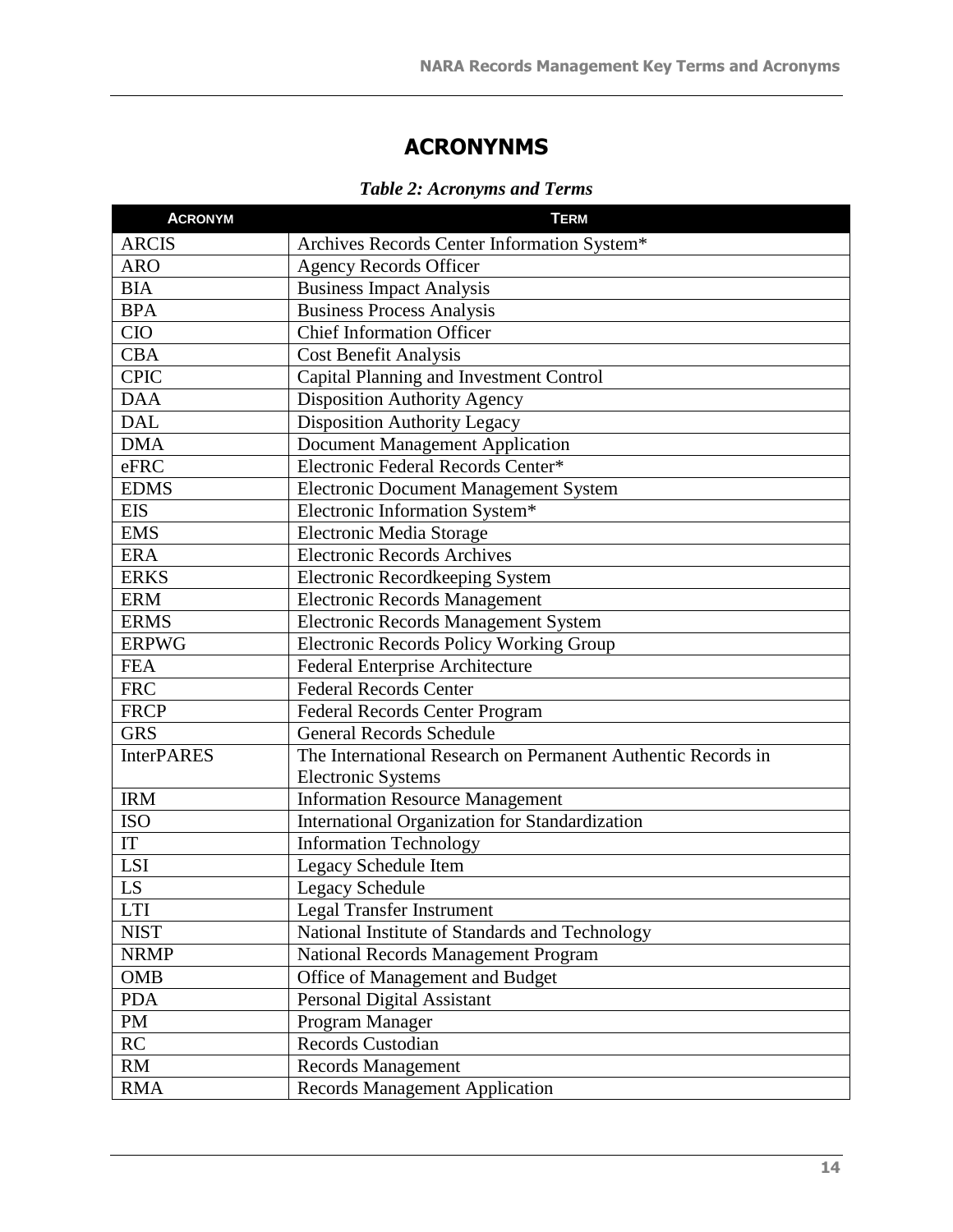# ACRONYNMS

***Table 2: Acronyms and Terms***

| ACRONYM | TERM |
|---|---|
| ARCIS | Archives Records Center Information System* |
| ARO | Agency Records Officer |
| BIA | Business Impact Analysis |
| BPA | Business Process Analysis |
| CIO | Chief Information Officer |
| CBA | Cost Benefit Analysis |
| CPIC | Capital Planning and Investment Control |
| DAA | Disposition Authority Agency |
| DAL | Disposition Authority Legacy |
| DMA | Document Management Application |
| eFRC | Electronic Federal Records Center* |
| EDMS | Electronic Document Management System |
| EIS | Electronic Information System* |
| EMS | Electronic Media Storage |
| ERA | Electronic Records Archives |
| ERKS | Electronic Recordkeeping System |
| ERM | Electronic Records Management |
| ERMS | Electronic Records Management System |
| ERPWG | Electronic Records Policy Working Group |
| FEA | Federal Enterprise Architecture |
| FRC | Federal Records Center |
| FRCP | Federal Records Center Program |
| GRS | General Records Schedule |
| InterPARES | The International Research on Permanent Authentic Records in Electronic Systems |
| IRM | Information Resource Management |
| ISO | International Organization for Standardization |
| IT | Information Technology |
| LSI | Legacy Schedule Item |
| LS | Legacy Schedule |
| LTI | Legal Transfer Instrument |
| NIST | National Institute of Standards and Technology |
| NRMP | National Records Management Program |
| OMB | Office of Management and Budget |
| PDA | Personal Digital Assistant |
| PM | Program Manager |
| RC | Records Custodian |
| RM | Records Management |
| RMA | Records Management Application |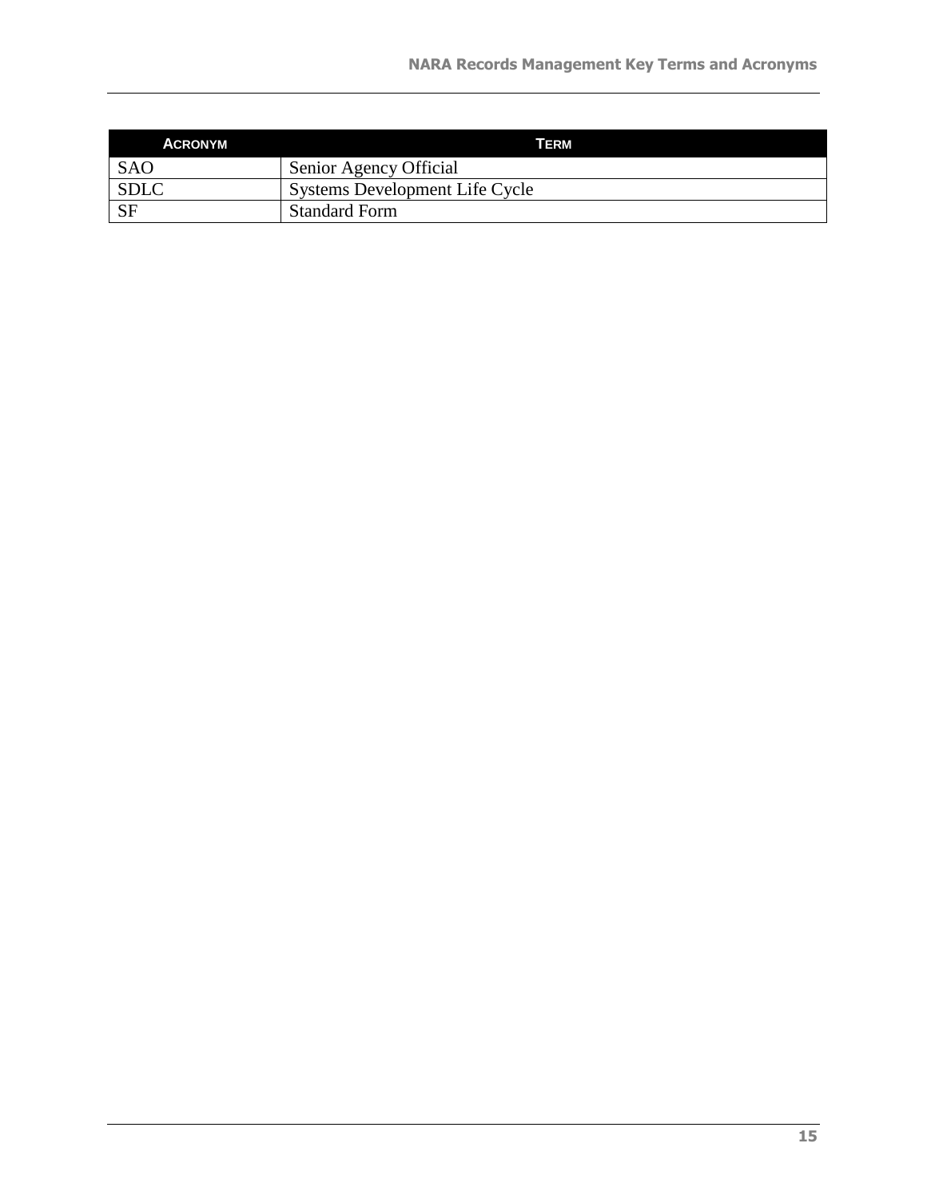| ACRONYM | TERM |
|---|---|
| SAO | Senior Agency Official |
| SDLC | Systems Development Life Cycle |
| SF | Standard Form |